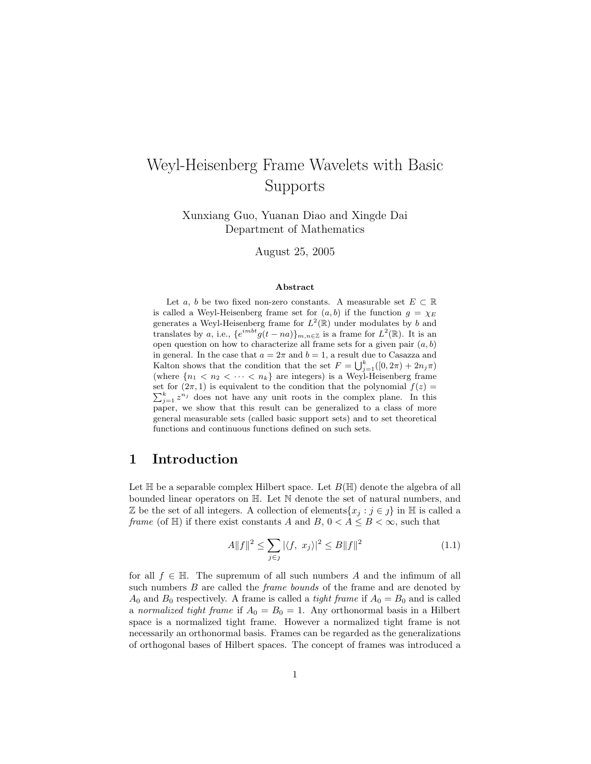# Weyl-Heisenberg Frame Wavelets with Basic Supports

Xunxiang Guo, Yuanan Diao and Xingde Dai
Department of Mathematics

August 25, 2005

**Abstract**

Let $a$, $b$ be two fixed non-zero constants. A measurable set $E \subset \mathbb{R}$ is called a Weyl-Heisenberg frame set for $(a, b)$ if the function $g = \chi_E$ generates a Weyl-Heisenberg frame for $L^2(\mathbb{R})$ under modulates by $b$ and translates by $a$, i.e., $\{e^{imbt}g(t - na)\}_{m,n\in\mathbb{Z}}$ is a frame for $L^2(\mathbb{R})$. It is an open question on how to characterize all frame sets for a given pair $(a, b)$ in general. In the case that $a = 2\pi$ and $b = 1$, a result due to Casazza and Kalton shows that the condition that the set $F = \bigcup_{j=1}^{k}([0, 2\pi) + 2n_j\pi)$ (where $\{n_1 < n_2 < \cdots < n_k\}$ are integers) is a Weyl-Heisenberg frame set for $(2\pi, 1)$ is equivalent to the condition that the polynomial $f(z) = \sum_{j=1}^{k} z^{n_j}$ does not have any unit roots in the complex plane. In this paper, we show that this result can be generalized to a class of more general measurable sets (called basic support sets) and to set theoretical functions and continuous functions defined on such sets.

## 1 Introduction

Let $\mathbb{H}$ be a separable complex Hilbert space. Let $B(\mathbb{H})$ denote the algebra of all bounded linear operators on $\mathbb{H}$. Let $\mathbb{N}$ denote the set of natural numbers, and $\mathbb{Z}$ be the set of all integers. A collection of elements$\{x_j : j \in \jmath\}$ in $\mathbb{H}$ is called a *frame* (of $\mathbb{H}$) if there exist constants $A$ and $B$, $0 < A \le B < \infty$, such that

$$A\|f\|^2 \le \sum_{j\in\jmath} |\langle f,\ x_j\rangle|^2 \le B\|f\|^2 \tag{1.1}$$

for all $f \in \mathbb{H}$. The supremum of all such numbers $A$ and the infimum of all such numbers $B$ are called the *frame bounds* of the frame and are denoted by $A_0$ and $B_0$ respectively. A frame is called a *tight frame* if $A_0 = B_0$ and is called a *normalized tight frame* if $A_0 = B_0 = 1$. Any orthonormal basis in a Hilbert space is a normalized tight frame. However a normalized tight frame is not necessarily an orthonormal basis. Frames can be regarded as the generalizations of orthogonal bases of Hilbert spaces. The concept of frames was introduced a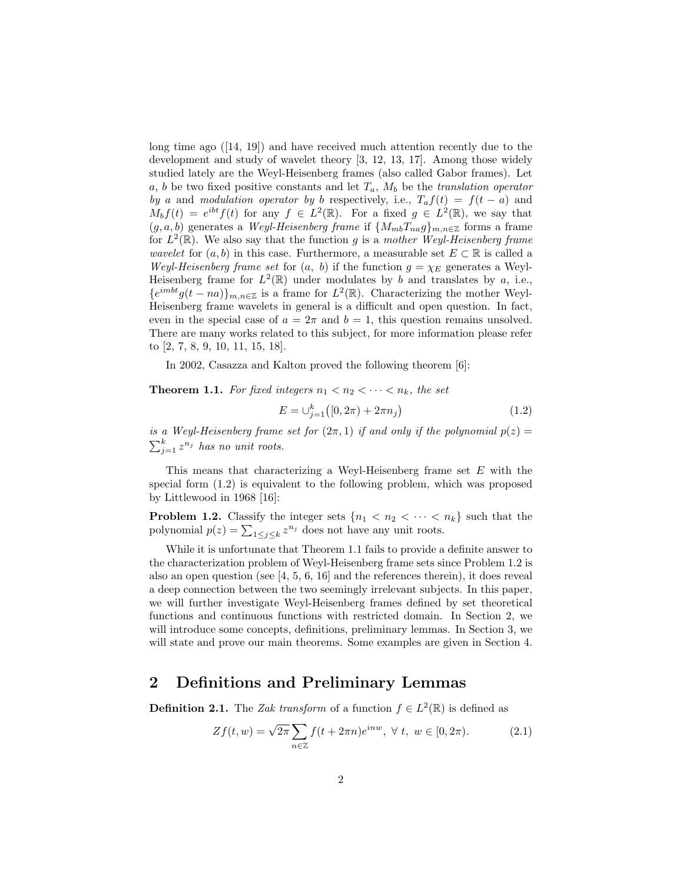long time ago ([14, 19]) and have received much attention recently due to the development and study of wavelet theory [3, 12, 13, 17]. Among those widely studied lately are the Weyl-Heisenberg frames (also called Gabor frames). Let $a$, $b$ be two fixed positive constants and let $T_a$, $M_b$ be the *translation operator by* $a$ and *modulation operator by* $b$ respectively, i.e., $T_a f(t) = f(t-a)$ and $M_b f(t) = e^{ibt} f(t)$ for any $f \in L^2(\mathbb{R})$. For a fixed $g \in L^2(\mathbb{R})$, we say that $(g, a, b)$ generates a *Weyl-Heisenberg frame* if $\{M_{mb}T_{na}g\}_{m,n\in\mathbb{Z}}$ forms a frame for $L^2(\mathbb{R})$. We also say that the function $g$ is a *mother Weyl-Heisenberg frame wavelet* for $(a, b)$ in this case. Furthermore, a measurable set $E \subset \mathbb{R}$ is called a *Weyl-Heisenberg frame set* for $(a,\ b)$ if the function $g = \chi_E$ generates a Weyl-Heisenberg frame for $L^2(\mathbb{R})$ under modulates by $b$ and translates by $a$, i.e., $\{e^{imbt}g(t - na)\}_{m,n\in\mathbb{Z}}$ is a frame for $L^2(\mathbb{R})$. Characterizing the mother Weyl-Heisenberg frame wavelets in general is a difficult and open question. In fact, even in the special case of $a = 2\pi$ and $b = 1$, this question remains unsolved. There are many works related to this subject, for more information please refer to [2, 7, 8, 9, 10, 11, 15, 18].

In 2002, Casazza and Kalton proved the following theorem [6]:

**Theorem 1.1.** *For fixed integers $n_1 < n_2 < \cdots < n_k$, the set*

$$E = \cup_{j=1}^{k}\big([0, 2\pi) + 2\pi n_j\big) \tag{1.2}$$

*is a Weyl-Heisenberg frame set for $(2\pi, 1)$ if and only if the polynomial $p(z) = \sum_{j=1}^{k} z^{n_j}$ has no unit roots.*

This means that characterizing a Weyl-Heisenberg frame set $E$ with the special form (1.2) is equivalent to the following problem, which was proposed by Littlewood in 1968 [16]:

**Problem 1.2.** Classify the integer sets $\{n_1 < n_2 < \cdots < n_k\}$ such that the polynomial $p(z) = \sum_{1\le j\le k} z^{n_j}$ does not have any unit roots.

While it is unfortunate that Theorem 1.1 fails to provide a definite answer to the characterization problem of Weyl-Heisenberg frame sets since Problem 1.2 is also an open question (see [4, 5, 6, 16] and the references therein), it does reveal a deep connection between the two seemingly irrelevant subjects. In this paper, we will further investigate Weyl-Heisenberg frames defined by set theoretical functions and continuous functions with restricted domain. In Section 2, we will introduce some concepts, definitions, preliminary lemmas. In Section 3, we will state and prove our main theorems. Some examples are given in Section 4.

## 2 Definitions and Preliminary Lemmas

**Definition 2.1.** The *Zak transform* of a function $f \in L^2(\mathbb{R})$ is defined as

$$Zf(t, w) = \sqrt{2\pi}\sum_{n\in\mathbb{Z}} f(t + 2\pi n)e^{inw},\ \forall\ t,\ w \in [0, 2\pi). \tag{2.1}$$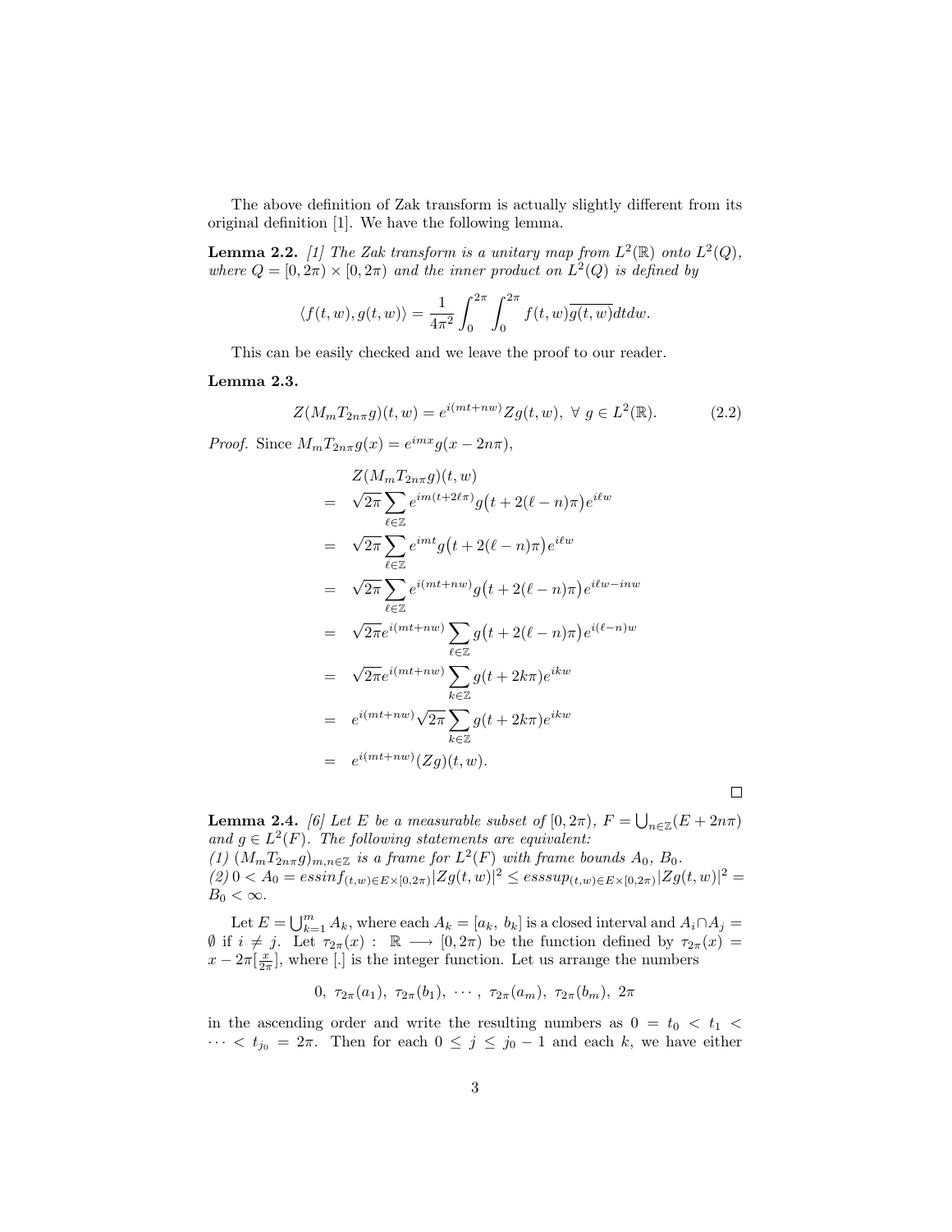The above definition of Zak transform is actually slightly different from its original definition [1]. We have the following lemma.

**Lemma 2.2.** *[1] The Zak transform is a unitary map from $L^2(\mathbb{R})$ onto $L^2(Q)$, where $Q = [0, 2\pi) \times [0, 2\pi)$ and the inner product on $L^2(Q)$ is defined by*

$$\langle f(t,w), g(t,w)\rangle = \frac{1}{4\pi^2}\int_0^{2\pi}\int_0^{2\pi} f(t,w)\overline{g(t,w)}dtdw.$$

This can be easily checked and we leave the proof to our reader.

**Lemma 2.3.**

$$Z(M_m T_{2n\pi} g)(t,w) = e^{i(mt+nw)} Zg(t,w), \ \forall\ g \in L^2(\mathbb{R}). \tag{2.2}$$

*Proof.* Since $M_m T_{2n\pi} g(x) = e^{imx} g(x - 2n\pi)$,

$$\begin{aligned}
& Z(M_m T_{2n\pi} g)(t,w) \\
= \ & \sqrt{2\pi}\sum_{\ell\in\mathbb{Z}} e^{im(t+2\ell\pi)} g\big(t + 2(\ell - n)\pi\big) e^{i\ell w} \\
= \ & \sqrt{2\pi}\sum_{\ell\in\mathbb{Z}} e^{imt} g\big(t + 2(\ell - n)\pi\big) e^{i\ell w} \\
= \ & \sqrt{2\pi}\sum_{\ell\in\mathbb{Z}} e^{i(mt+nw)} g\big(t + 2(\ell - n)\pi\big) e^{i\ell w - inw} \\
= \ & \sqrt{2\pi} e^{i(mt+nw)} \sum_{\ell\in\mathbb{Z}} g\big(t + 2(\ell - n)\pi\big) e^{i(\ell - n)w} \\
= \ & \sqrt{2\pi} e^{i(mt+nw)} \sum_{k\in\mathbb{Z}} g(t + 2k\pi) e^{ikw} \\
= \ & e^{i(mt+nw)} \sqrt{2\pi} \sum_{k\in\mathbb{Z}} g(t + 2k\pi) e^{ikw} \\
= \ & e^{i(mt+nw)} (Zg)(t,w).
\end{aligned}$$

$\square$

**Lemma 2.4.** *[6] Let $E$ be a measurable subset of $[0, 2\pi)$, $F = \bigcup_{n\in\mathbb{Z}}(E + 2n\pi)$ and $g \in L^2(F)$. The following statements are equivalent:*
*(1) $(M_m T_{2n\pi} g)_{m,n\in\mathbb{Z}}$ is a frame for $L^2(F)$ with frame bounds $A_0$, $B_0$.*
*(2) $0 < A_0 = essinf_{(t,w)\in E\times[0,2\pi)}|Zg(t,w)|^2 \leq esssup_{(t,w)\in E\times[0,2\pi)}|Zg(t,w)|^2 = B_0 < \infty$.*

Let $E = \bigcup_{k=1}^m A_k$, where each $A_k = [a_k,\ b_k]$ is a closed interval and $A_i \cap A_j = \emptyset$ if $i \neq j$. Let $\tau_{2\pi}(x):\ \mathbb{R} \longrightarrow [0, 2\pi)$ be the function defined by $\tau_{2\pi}(x) = x - 2\pi[\frac{x}{2\pi}]$, where $[.]$ is the integer function. Let us arrange the numbers

$$0,\ \tau_{2\pi}(a_1),\ \tau_{2\pi}(b_1),\ \cdots,\ \tau_{2\pi}(a_m),\ \tau_{2\pi}(b_m),\ 2\pi$$

in the ascending order and write the resulting numbers as $0 = t_0 < t_1 < \cdots < t_{j_0} = 2\pi$. Then for each $0 \leq j \leq j_0 - 1$ and each $k$, we have either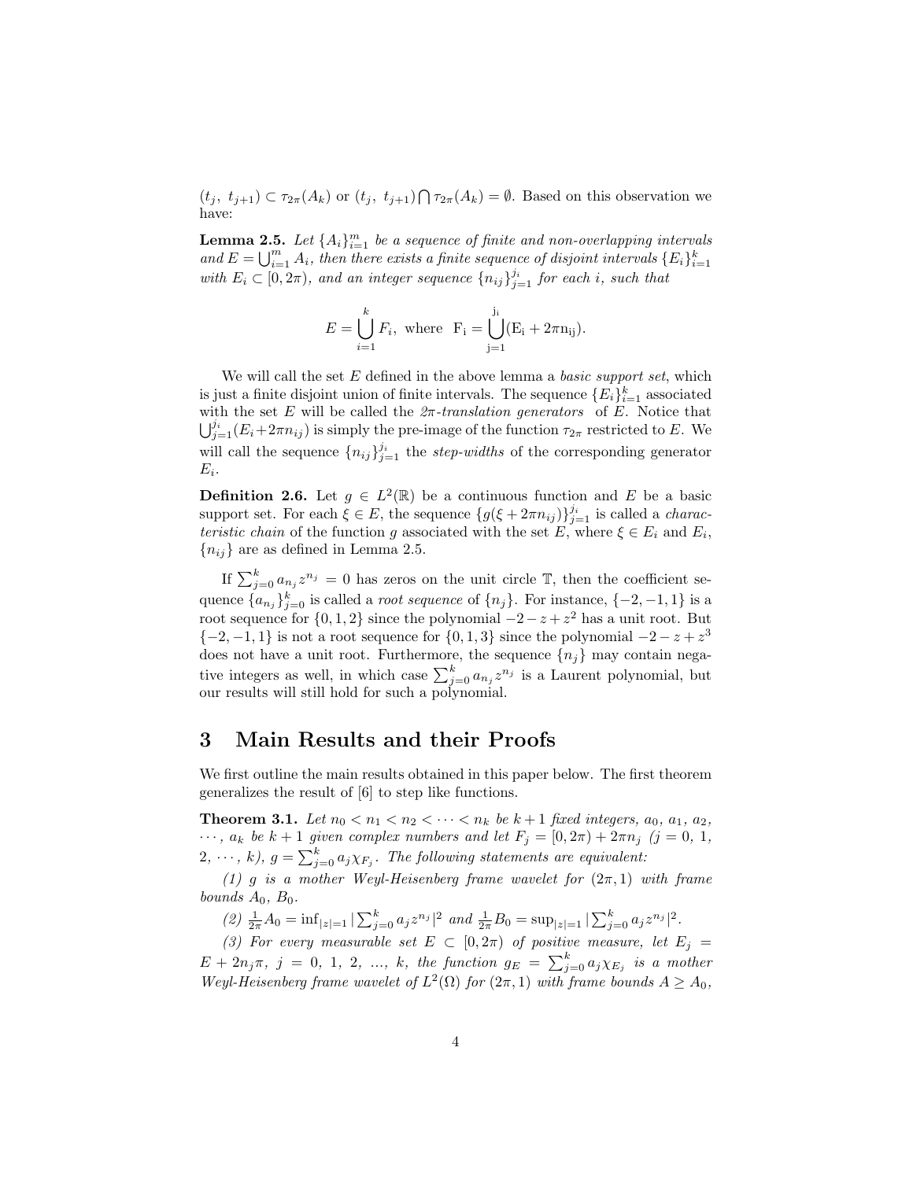$(t_j,\ t_{j+1}) \subset \tau_{2\pi}(A_k)$ or $(t_j,\ t_{j+1}) \bigcap \tau_{2\pi}(A_k) = \emptyset$. Based on this observation we have:

**Lemma 2.5.** *Let $\{A_i\}_{i=1}^m$ be a sequence of finite and non-overlapping intervals and $E = \bigcup_{i=1}^m A_i$, then there exists a finite sequence of disjoint intervals $\{E_i\}_{i=1}^k$ with $E_i \subset [0, 2\pi)$, and an integer sequence $\{n_{ij}\}_{j=1}^{j_i}$ for each $i$, such that*

$$E = \bigcup_{i=1}^{k} F_i, \text{ where } \mathrm{F_i} = \bigcup_{\mathrm{j=1}}^{\mathrm{j_i}} (\mathrm{E_i} + 2\pi \mathrm{n_{ij}}).$$

We will call the set $E$ defined in the above lemma a *basic support set*, which is just a finite disjoint union of finite intervals. The sequence $\{E_i\}_{i=1}^k$ associated with the set $E$ will be called the *2π-translation generators* of $E$. Notice that $\bigcup_{j=1}^{j_i}(E_i + 2\pi n_{ij})$ is simply the pre-image of the function $\tau_{2\pi}$ restricted to $E$. We will call the sequence $\{n_{ij}\}_{j=1}^{j_i}$ the *step-widths* of the corresponding generator $E_i$.

**Definition 2.6.** Let $g \in L^2(\mathbb{R})$ be a continuous function and $E$ be a basic support set. For each $\xi \in E$, the sequence $\{g(\xi + 2\pi n_{ij})\}_{j=1}^{j_i}$ is called a *characteristic chain* of the function $g$ associated with the set $E$, where $\xi \in E_i$ and $E_i$, $\{n_{ij}\}$ are as defined in Lemma 2.5.

If $\sum_{j=0}^k a_{n_j} z^{n_j} = 0$ has zeros on the unit circle $\mathbb{T}$, then the coefficient sequence $\{a_{n_j}\}_{j=0}^k$ is called a *root sequence* of $\{n_j\}$. For instance, $\{-2, -1, 1\}$ is a root sequence for $\{0, 1, 2\}$ since the polynomial $-2 - z + z^2$ has a unit root. But $\{-2, -1, 1\}$ is not a root sequence for $\{0, 1, 3\}$ since the polynomial $-2 - z + z^3$ does not have a unit root. Furthermore, the sequence $\{n_j\}$ may contain negative integers as well, in which case $\sum_{j=0}^k a_{n_j} z^{n_j}$ is a Laurent polynomial, but our results will still hold for such a polynomial.

# 3 Main Results and their Proofs

We first outline the main results obtained in this paper below. The first theorem generalizes the result of [6] to step like functions.

**Theorem 3.1.** *Let $n_0 < n_1 < n_2 < \cdots < n_k$ be $k+1$ fixed integers, $a_0$, $a_1$, $a_2$, $\cdots$, $a_k$ be $k+1$ given complex numbers and let $F_j = [0, 2\pi) + 2\pi n_j$ ($j = 0$, $1$, $2$, $\cdots$, $k$), $g = \sum_{j=0}^k a_j \chi_{F_j}$. The following statements are equivalent:*

*(1) $g$ is a mother Weyl-Heisenberg frame wavelet for $(2\pi, 1)$ with frame bounds $A_0$, $B_0$.*

*(2) $\frac{1}{2\pi} A_0 = \inf_{|z|=1} |\sum_{j=0}^k a_j z^{n_j}|^2$ and $\frac{1}{2\pi} B_0 = \sup_{|z|=1} |\sum_{j=0}^k a_j z^{n_j}|^2$.*

*(3) For every measurable set $E \subset [0, 2\pi)$ of positive measure, let $E_j = E + 2n_j\pi$, $j = 0, 1, 2, \ldots, k$, the function $g_E = \sum_{j=0}^k a_j \chi_{E_j}$ is a mother Weyl-Heisenberg frame wavelet of $L^2(\Omega)$ for $(2\pi, 1)$ with frame bounds $A \geq A_0$,*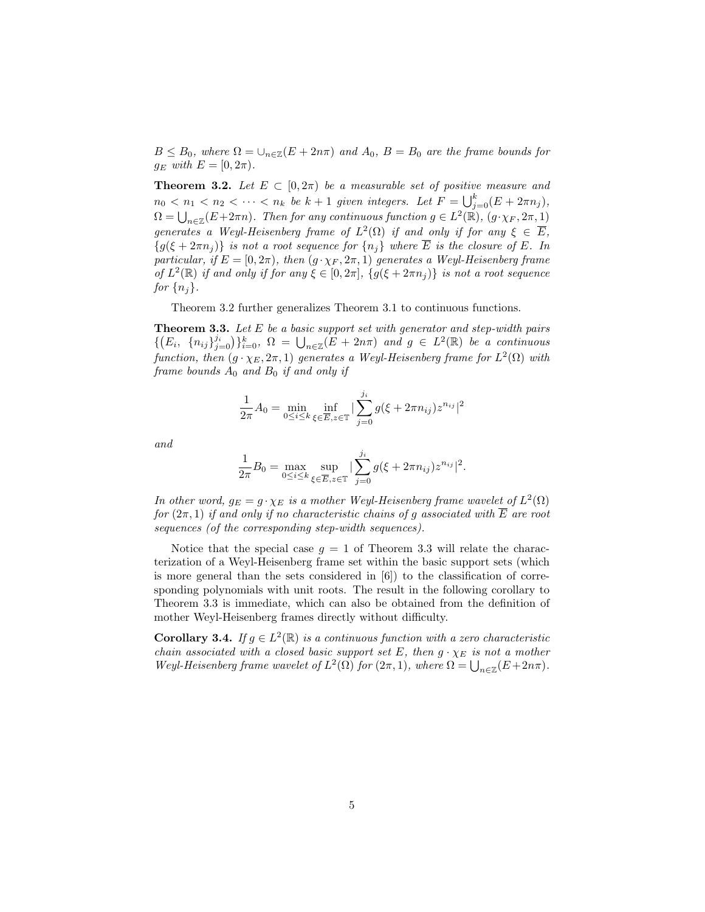*$B \leq B_0$, where $\Omega = \cup_{n\in\mathbb{Z}}(E + 2n\pi)$ and $A_0$, $B = B_0$ are the frame bounds for $g_E$ with $E = [0, 2\pi)$.*

**Theorem 3.2.** *Let $E \subset [0, 2\pi)$ be a measurable set of positive measure and $n_0 < n_1 < n_2 < \cdots < n_k$ be $k+1$ given integers. Let $F = \bigcup_{j=0}^{k}(E + 2\pi n_j)$, $\Omega = \bigcup_{n\in\mathbb{Z}}(E+2\pi n)$. Then for any continuous function $g \in L^2(\mathbb{R})$, $(g\cdot\chi_F, 2\pi, 1)$ generates a Weyl-Heisenberg frame of $L^2(\Omega)$ if and only if for any $\xi \in \overline{E}$, $\{g(\xi + 2\pi n_j)\}$ is not a root sequence for $\{n_j\}$ where $\overline{E}$ is the closure of $E$. In particular, if $E = [0, 2\pi)$, then $(g\cdot\chi_F, 2\pi, 1)$ generates a Weyl-Heisenberg frame of $L^2(\mathbb{R})$ if and only if for any $\xi \in [0, 2\pi]$, $\{g(\xi + 2\pi n_j)\}$ is not a root sequence for $\{n_j\}$.*

Theorem 3.2 further generalizes Theorem 3.1 to continuous functions.

**Theorem 3.3.** *Let $E$ be a basic support set with generator and step-width pairs $\{\big(E_i,\ \{n_{ij}\}_{j=0}^{j_i}\big)\}_{i=0}^{k}$, $\Omega = \bigcup_{n\in\mathbb{Z}}(E + 2n\pi)$ and $g \in L^2(\mathbb{R})$ be a continuous function, then $(g\cdot\chi_E, 2\pi, 1)$ generates a Weyl-Heisenberg frame for $L^2(\Omega)$ with frame bounds $A_0$ and $B_0$ if and only if*

$$\frac{1}{2\pi}A_0 = \min_{0\leq i\leq k}\inf_{\xi\in\overline{E}, z\in\mathbb{T}}|\sum_{j=0}^{j_i} g(\xi + 2\pi n_{ij})z^{n_{ij}}|^2$$

*and*

$$\frac{1}{2\pi}B_0 = \max_{0\leq i\leq k}\sup_{\xi\in\overline{E}, z\in\mathbb{T}}|\sum_{j=0}^{j_i} g(\xi + 2\pi n_{ij})z^{n_{ij}}|^2.$$

*In other word, $g_E = g\cdot\chi_E$ is a mother Weyl-Heisenberg frame wavelet of $L^2(\Omega)$ for $(2\pi, 1)$ if and only if no characteristic chains of $g$ associated with $\overline{E}$ are root sequences (of the corresponding step-width sequences).*

Notice that the special case $g = 1$ of Theorem 3.3 will relate the characterization of a Weyl-Heisenberg frame set within the basic support sets (which is more general than the sets considered in [6]) to the classification of corresponding polynomials with unit roots. The result in the following corollary to Theorem 3.3 is immediate, which can also be obtained from the definition of mother Weyl-Heisenberg frames directly without difficulty.

**Corollary 3.4.** *If $g \in L^2(\mathbb{R})$ is a continuous function with a zero characteristic chain associated with a closed basic support set $E$, then $g\cdot\chi_E$ is not a mother Weyl-Heisenberg frame wavelet of $L^2(\Omega)$ for $(2\pi, 1)$, where $\Omega = \bigcup_{n\in\mathbb{Z}}(E+2n\pi)$.*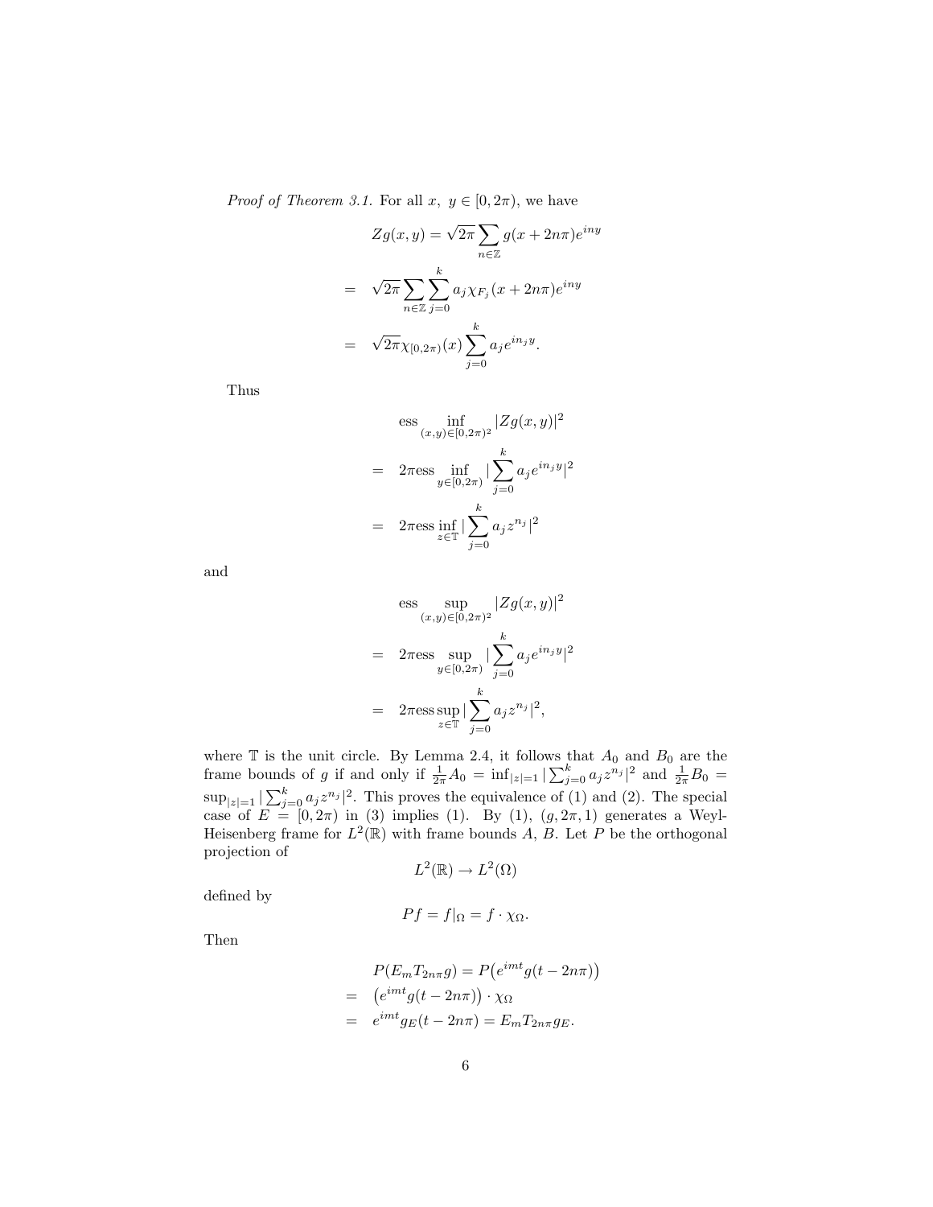*Proof of Theorem 3.1.* For all $x,\ y \in [0, 2\pi)$, we have

$$Zg(x,y) = \sqrt{2\pi}\sum_{n\in\mathbb{Z}} g(x+2n\pi)e^{iny}$$

$$= \sqrt{2\pi}\sum_{n\in\mathbb{Z}}\sum_{j=0}^{k} a_j\chi_{F_j}(x+2n\pi)e^{iny}$$

$$= \sqrt{2\pi}\chi_{[0,2\pi)}(x)\sum_{j=0}^{k} a_j e^{in_j y}.$$

Thus

$$\text{ess}\inf_{(x,y)\in[0,2\pi)^2} |Zg(x,y)|^2$$

$$= 2\pi\text{ess}\inf_{y\in[0,2\pi)} |\sum_{j=0}^{k} a_j e^{in_j y}|^2$$

$$= 2\pi\text{ess}\inf_{z\in\mathbb{T}} |\sum_{j=0}^{k} a_j z^{n_j}|^2$$

and

$$\text{ess}\sup_{(x,y)\in[0,2\pi)^2} |Zg(x,y)|^2$$

$$= 2\pi\text{ess}\sup_{y\in[0,2\pi)} |\sum_{j=0}^{k} a_j e^{in_j y}|^2$$

$$= 2\pi\text{ess}\sup_{z\in\mathbb{T}} |\sum_{j=0}^{k} a_j z^{n_j}|^2,$$

where $\mathbb{T}$ is the unit circle. By Lemma 2.4, it follows that $A_0$ and $B_0$ are the frame bounds of $g$ if and only if $\frac{1}{2\pi}A_0 = \inf_{|z|=1} |\sum_{j=0}^{k} a_j z^{n_j}|^2$ and $\frac{1}{2\pi}B_0 = \sup_{|z|=1} |\sum_{j=0}^{k} a_j z^{n_j}|^2$. This proves the equivalence of (1) and (2). The special case of $E = [0, 2\pi)$ in (3) implies (1). By (1), $(g, 2\pi, 1)$ generates a Weyl-Heisenberg frame for $L^2(\mathbb{R})$ with frame bounds $A$, $B$. Let $P$ be the orthogonal projection of

$$L^2(\mathbb{R}) \to L^2(\Omega)$$

defined by

$$Pf = f|_\Omega = f\cdot\chi_\Omega.$$

Then

$$P(E_m T_{2n\pi} g) = P\big(e^{imt}g(t-2n\pi)\big)$$

$$= \big(e^{imt}g(t-2n\pi)\big)\cdot\chi_\Omega$$

$$= e^{imt}g_E(t-2n\pi) = E_m T_{2n\pi} g_E.$$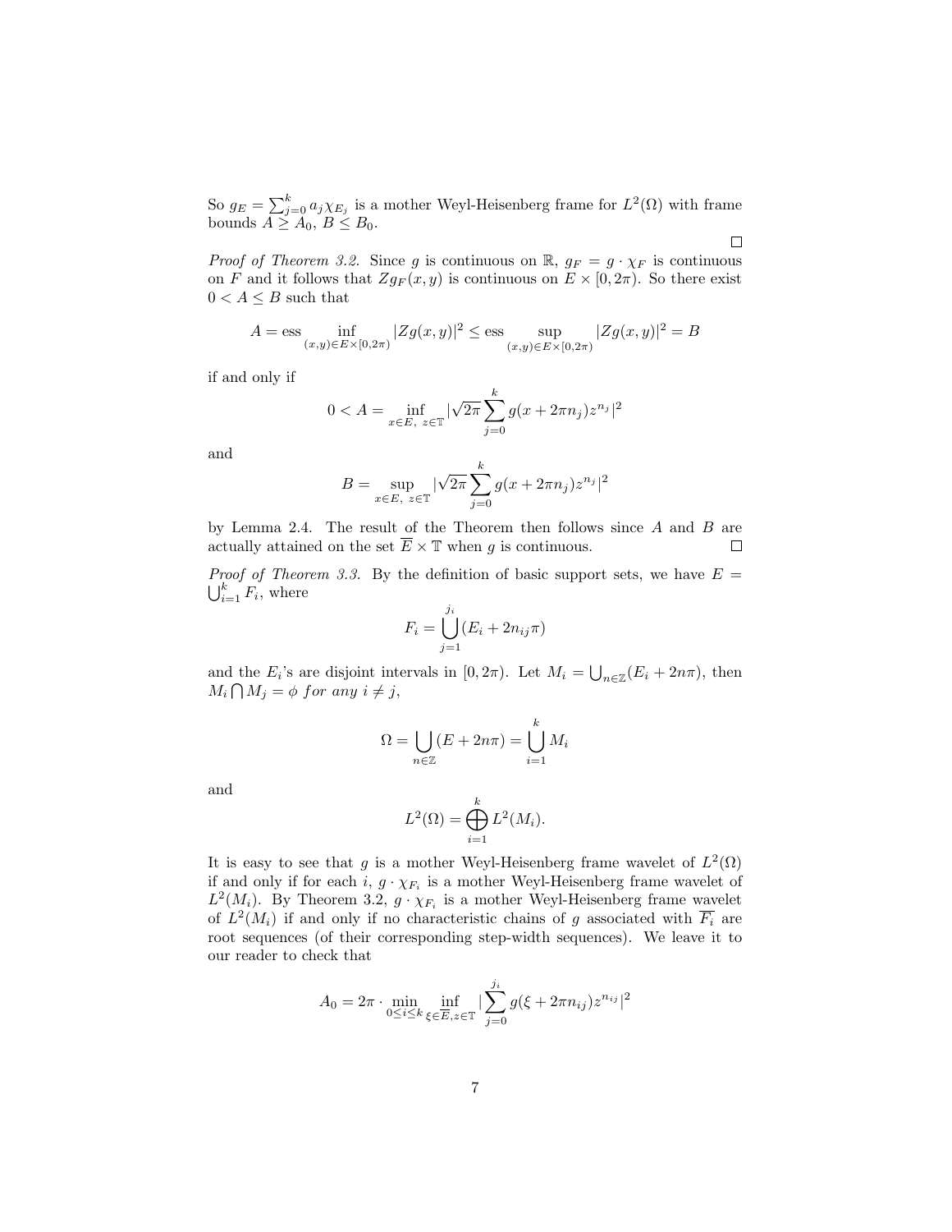So $g_E = \sum_{j=0}^{k} a_j \chi_{E_j}$ is a mother Weyl-Heisenberg frame for $L^2(\Omega)$ with frame bounds $A \geq A_0$, $B \leq B_0$.

□

*Proof of Theorem 3.2.* Since $g$ is continuous on $\mathbb{R}$, $g_F = g \cdot \chi_F$ is continuous on $F$ and it follows that $Zg_F(x, y)$ is continuous on $E \times [0, 2\pi)$. So there exist $0 < A \leq B$ such that

$$A = \text{ess} \inf_{(x,y)\in E\times[0,2\pi)} |Zg(x, y)|^2 \leq \text{ess} \sup_{(x,y)\in E\times[0,2\pi)} |Zg(x, y)|^2 = B$$

if and only if

$$0 < A = \inf_{x\in E,\ z\in\mathbb{T}} |\sqrt{2\pi} \sum_{j=0}^{k} g(x + 2\pi n_j) z^{n_j}|^2$$

and

$$B = \sup_{x\in E,\ z\in\mathbb{T}} |\sqrt{2\pi} \sum_{j=0}^{k} g(x + 2\pi n_j) z^{n_j}|^2$$

by Lemma 2.4. The result of the Theorem then follows since $A$ and $B$ are actually attained on the set $\overline{E} \times \mathbb{T}$ when $g$ is continuous. □

*Proof of Theorem 3.3.* By the definition of basic support sets, we have $E = \bigcup_{i=1}^{k} F_i$, where

$$F_i = \bigcup_{j=1}^{j_i} (E_i + 2n_{ij}\pi)$$

and the $E_i$'s are disjoint intervals in $[0, 2\pi)$. Let $M_i = \bigcup_{n\in\mathbb{Z}} (E_i + 2n\pi)$, then $M_i \bigcap M_j = \phi$ *for any* $i \neq j$,

$$\Omega = \bigcup_{n\in\mathbb{Z}} (E + 2n\pi) = \bigcup_{i=1}^{k} M_i$$

and

$$L^2(\Omega) = \bigoplus_{i=1}^{k} L^2(M_i).$$

It is easy to see that $g$ is a mother Weyl-Heisenberg frame wavelet of $L^2(\Omega)$ if and only if for each $i$, $g \cdot \chi_{F_i}$ is a mother Weyl-Heisenberg frame wavelet of $L^2(M_i)$. By Theorem 3.2, $g \cdot \chi_{F_i}$ is a mother Weyl-Heisenberg frame wavelet of $L^2(M_i)$ if and only if no characteristic chains of $g$ associated with $\overline{F_i}$ are root sequences (of their corresponding step-width sequences). We leave it to our reader to check that

$$A_0 = 2\pi \cdot \min_{0\leq i\leq k} \inf_{\xi\in\overline{E},z\in\mathbb{T}} |\sum_{j=0}^{j_i} g(\xi + 2\pi n_{ij}) z^{n_{ij}}|^2$$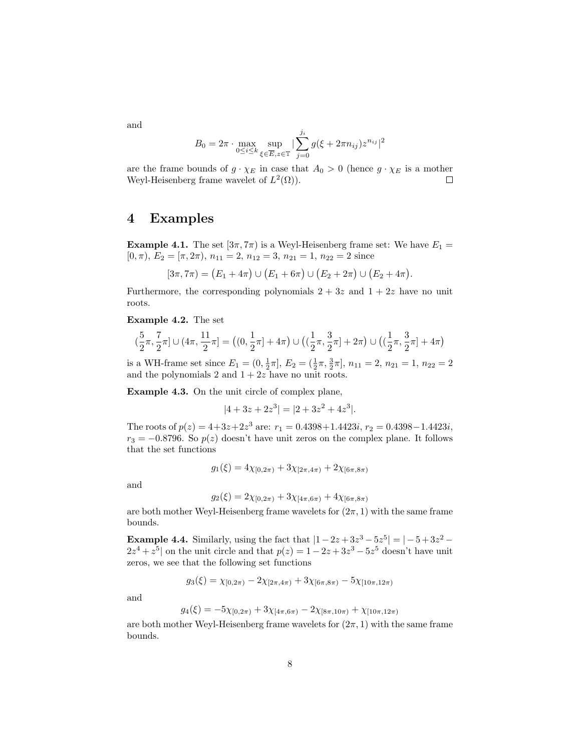and

$$B_0 = 2\pi \cdot \max_{0\leq i\leq k} \sup_{\xi\in\overline{E}, z\in\mathbb{T}} |\sum_{j=0}^{j_i} g(\xi + 2\pi n_{ij}) z^{n_{ij}}|^2$$

are the frame bounds of $g \cdot \chi_E$ in case that $A_0 > 0$ (hence $g \cdot \chi_E$ is a mother Weyl-Heisenberg frame wavelet of $L^2(\Omega)$). □

# 4 Examples

**Example 4.1.** The set $[3\pi, 7\pi)$ is a Weyl-Heisenberg frame set: We have $E_1 = [0, \pi)$, $E_2 = [\pi, 2\pi)$, $n_{11} = 2$, $n_{12} = 3$, $n_{21} = 1$, $n_{22} = 2$ since

$$[3\pi, 7\pi) = \big(E_1 + 4\pi\big) \cup \big(E_1 + 6\pi\big) \cup \big(E_2 + 2\pi\big) \cup \big(E_2 + 4\pi\big).$$

Furthermore, the corresponding polynomials $2 + 3z$ and $1 + 2z$ have no unit roots.

**Example 4.2.** The set

$$(\frac{5}{2}\pi, \frac{7}{2}\pi] \cup (4\pi, \frac{11}{2}\pi] = \big((0, \frac{1}{2}\pi] + 4\pi\big) \cup \big((\frac{1}{2}\pi, \frac{3}{2}\pi] + 2\pi\big) \cup \big((\frac{1}{2}\pi, \frac{3}{2}\pi] + 4\pi\big)$$

is a WH-frame set since $E_1 = (0, \frac{1}{2}\pi]$, $E_2 = (\frac{1}{2}\pi, \frac{3}{2}\pi]$, $n_{11} = 2$, $n_{21} = 1$, $n_{22} = 2$ and the polynomials 2 and $1 + 2z$ have no unit roots.

**Example 4.3.** On the unit circle of complex plane,

$$|4 + 3z + 2z^3| = |2 + 3z^2 + 4z^3|.$$

The roots of $p(z) = 4 + 3z + 2z^3$ are: $r_1 = 0.4398 + 1.4423i$, $r_2 = 0.4398 - 1.4423i$, $r_3 = -0.8796$. So $p(z)$ doesn't have unit zeros on the complex plane. It follows that the set functions

$$g_1(\xi) = 4\chi_{[0,2\pi)} + 3\chi_{[2\pi,4\pi)} + 2\chi_{[6\pi,8\pi)}$$

and

$$g_2(\xi) = 2\chi_{[0,2\pi)} + 3\chi_{[4\pi,6\pi)} + 4\chi_{[6\pi,8\pi)}$$

are both mother Weyl-Heisenberg frame wavelets for $(2\pi, 1)$ with the same frame bounds.

**Example 4.4.** Similarly, using the fact that $|1 - 2z + 3z^3 - 5z^5| = |-5 + 3z^2 - 2z^4 + z^5|$ on the unit circle and that $p(z) = 1 - 2z + 3z^3 - 5z^5$ doesn't have unit zeros, we see that the following set functions

$$g_3(\xi) = \chi_{[0,2\pi)} - 2\chi_{[2\pi,4\pi)} + 3\chi_{[6\pi,8\pi)} - 5\chi_{[10\pi,12\pi)}$$

and

$$g_4(\xi) = -5\chi_{[0,2\pi)} + 3\chi_{[4\pi,6\pi)} - 2\chi_{[8\pi,10\pi)} + \chi_{[10\pi,12\pi)}$$

are both mother Weyl-Heisenberg frame wavelets for $(2\pi, 1)$ with the same frame bounds.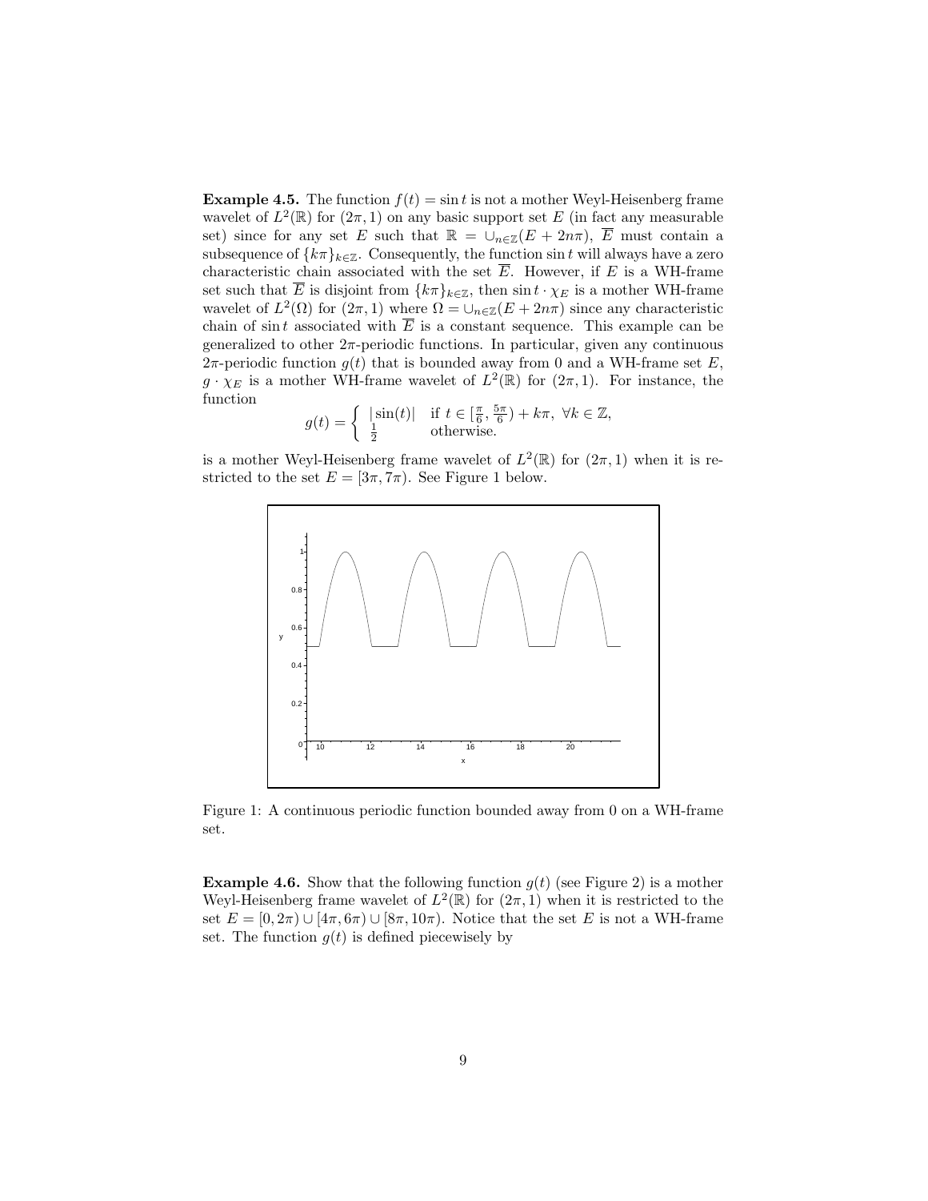**Example 4.5.** The function $f(t) = \sin t$ is not a mother Weyl-Heisenberg frame wavelet of $L^2(\mathbb{R})$ for $(2\pi, 1)$ on any basic support set $E$ (in fact any measurable set) since for any set $E$ such that $\mathbb{R} = \cup_{n\in\mathbb{Z}}(E + 2n\pi)$, $\overline{E}$ must contain a subsequence of $\{k\pi\}_{k\in\mathbb{Z}}$. Consequently, the function $\sin t$ will always have a zero characteristic chain associated with the set $\overline{E}$. However, if $E$ is a WH-frame set such that $\overline{E}$ is disjoint from $\{k\pi\}_{k\in\mathbb{Z}}$, then $\sin t \cdot \chi_E$ is a mother WH-frame wavelet of $L^2(\Omega)$ for $(2\pi, 1)$ where $\Omega = \cup_{n\in\mathbb{Z}}(E + 2n\pi)$ since any characteristic chain of $\sin t$ associated with $\overline{E}$ is a constant sequence. This example can be generalized to other $2\pi$-periodic functions. In particular, given any continuous $2\pi$-periodic function $g(t)$ that is bounded away from 0 and a WH-frame set $E$, $g \cdot \chi_E$ is a mother WH-frame wavelet of $L^2(\mathbb{R})$ for $(2\pi, 1)$. For instance, the function

$$g(t) = \begin{cases} |\sin(t)| & \text{if } t \in [\frac{\pi}{6}, \frac{5\pi}{6}) + k\pi, \ \forall k \in \mathbb{Z}, \\ \frac{1}{2} & \text{otherwise.} \end{cases}$$

is a mother Weyl-Heisenberg frame wavelet of $L^2(\mathbb{R})$ for $(2\pi, 1)$ when it is restricted to the set $E = [3\pi, 7\pi)$. See Figure 1 below.

Figure 1: A continuous periodic function bounded away from 0 on a WH-frame set.

**Example 4.6.** Show that the following function $g(t)$ (see Figure 2) is a mother Weyl-Heisenberg frame wavelet of $L^2(\mathbb{R})$ for $(2\pi, 1)$ when it is restricted to the set $E = [0, 2\pi) \cup [4\pi, 6\pi) \cup [8\pi, 10\pi)$. Notice that the set $E$ is not a WH-frame set. The function $g(t)$ is defined piecewisely by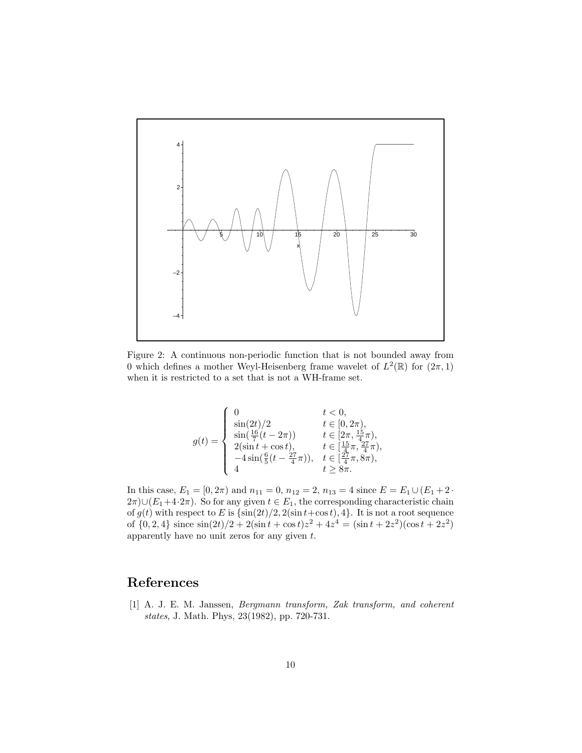Figure 2: A continuous non-periodic function that is not bounded away from 0 which defines a mother Weyl-Heisenberg frame wavelet of $L^2(\mathbb{R})$ for $(2\pi, 1)$ when it is restricted to a set that is not a WH-frame set.

$$
g(t) = \begin{cases} 0 & t < 0, \\ \sin(2t)/2 & t \in [0, 2\pi), \\ \sin(\frac{16}{7}(t - 2\pi)) & t \in [2\pi, \frac{15}{4}\pi), \\ 2(\sin t + \cos t), & t \in [\frac{15}{4}\pi, \frac{27}{4}\pi), \\ -4\sin(\frac{6}{5}(t - \frac{27}{4}\pi)), & t \in [\frac{27}{4}\pi, 8\pi), \\ 4 & t \geq 8\pi. \end{cases}
$$

In this case, $E_1 = [0, 2\pi)$ and $n_{11} = 0$, $n_{12} = 2$, $n_{13} = 4$ since $E = E_1 \cup (E_1 + 2 \cdot 2\pi) \cup (E_1 + 4 \cdot 2\pi)$. So for any given $t \in E_1$, the corresponding characteristic chain of $g(t)$ with respect to $E$ is $\{\sin(2t)/2, 2(\sin t + \cos t), 4\}$. It is not a root sequence of $\{0, 2, 4\}$ since $\sin(2t)/2 + 2(\sin t + \cos t)z^2 + 4z^4 = (\sin t + 2z^2)(\cos t + 2z^2)$ apparently have no unit zeros for any given $t$.

# References

[1] A. J. E. M. Janssen, *Bergmann transform, Zak transform, and coherent states*, J. Math. Phys, 23(1982), pp. 720-731.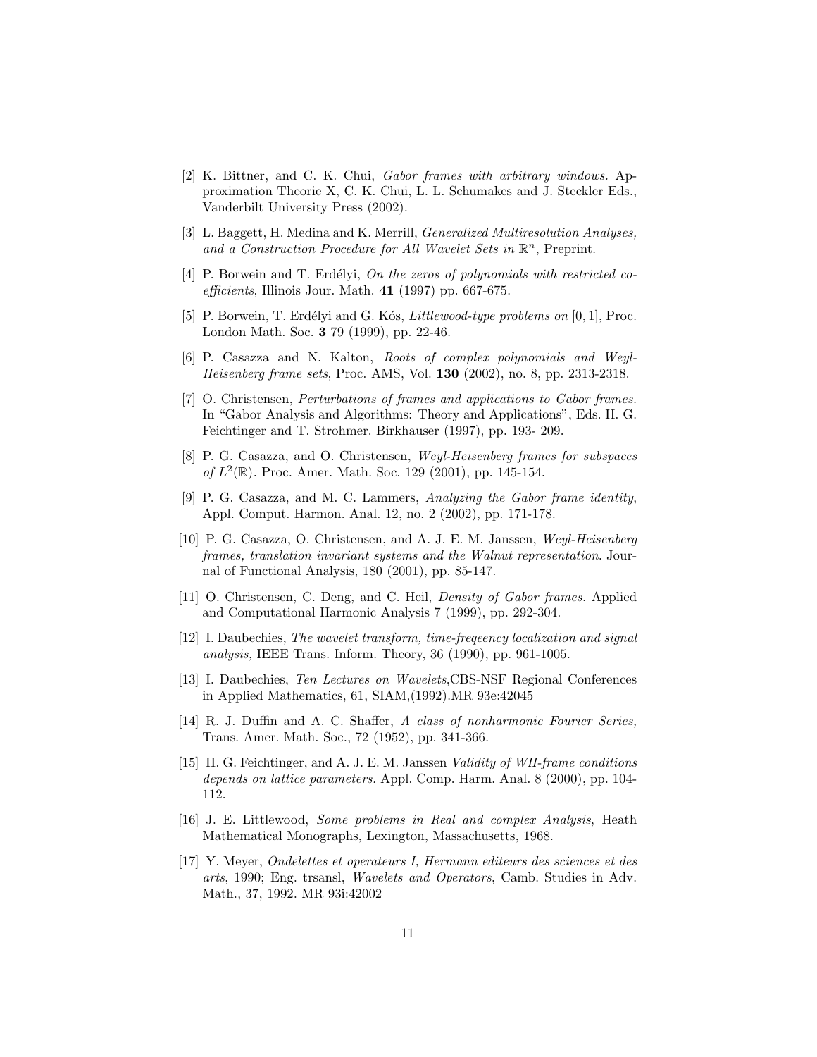[2] K. Bittner, and C. K. Chui, *Gabor frames with arbitrary windows.* Approximation Theorie X, C. K. Chui, L. L. Schumakes and J. Steckler Eds., Vanderbilt University Press (2002).

[3] L. Baggett, H. Medina and K. Merrill, *Generalized Multiresolution Analyses, and a Construction Procedure for All Wavelet Sets in* $\mathbb{R}^n$, Preprint.

[4] P. Borwein and T. Erdélyi, *On the zeros of polynomials with restricted coefficients*, Illinois Jour. Math. **41** (1997) pp. 667-675.

[5] P. Borwein, T. Erdélyi and G. Kós, *Littlewood-type problems on* $[0, 1]$, Proc. London Math. Soc. **3** 79 (1999), pp. 22-46.

[6] P. Casazza and N. Kalton, *Roots of complex polynomials and Weyl-Heisenberg frame sets*, Proc. AMS, Vol. **130** (2002), no. 8, pp. 2313-2318.

[7] O. Christensen, *Perturbations of frames and applications to Gabor frames.* In "Gabor Analysis and Algorithms: Theory and Applications", Eds. H. G. Feichtinger and T. Strohmer. Birkhauser (1997), pp. 193- 209.

[8] P. G. Casazza, and O. Christensen, *Weyl-Heisenberg frames for subspaces of* $L^2(\mathbb{R})$. Proc. Amer. Math. Soc. 129 (2001), pp. 145-154.

[9] P. G. Casazza, and M. C. Lammers, *Analyzing the Gabor frame identity*, Appl. Comput. Harmon. Anal. 12, no. 2 (2002), pp. 171-178.

[10] P. G. Casazza, O. Christensen, and A. J. E. M. Janssen, *Weyl-Heisenberg frames, translation invariant systems and the Walnut representation*. Journal of Functional Analysis, 180 (2001), pp. 85-147.

[11] O. Christensen, C. Deng, and C. Heil, *Density of Gabor frames.* Applied and Computational Harmonic Analysis 7 (1999), pp. 292-304.

[12] I. Daubechies, *The wavelet transform, time-freqeency localization and signal analysis,* IEEE Trans. Inform. Theory, 36 (1990), pp. 961-1005.

[13] I. Daubechies, *Ten Lectures on Wavelets*,CBS-NSF Regional Conferences in Applied Mathematics, 61, SIAM,(1992).MR 93e:42045

[14] R. J. Duffin and A. C. Shaffer, *A class of nonharmonic Fourier Series,* Trans. Amer. Math. Soc., 72 (1952), pp. 341-366.

[15] H. G. Feichtinger, and A. J. E. M. Janssen *Validity of WH-frame conditions depends on lattice parameters.* Appl. Comp. Harm. Anal. 8 (2000), pp. 104-112.

[16] J. E. Littlewood, *Some problems in Real and complex Analysis*, Heath Mathematical Monographs, Lexington, Massachusetts, 1968.

[17] Y. Meyer, *Ondelettes et operateurs I, Hermann editeurs des sciences et des arts*, 1990; Eng. trsansl, *Wavelets and Operators*, Camb. Studies in Adv. Math., 37, 1992. MR 93i:42002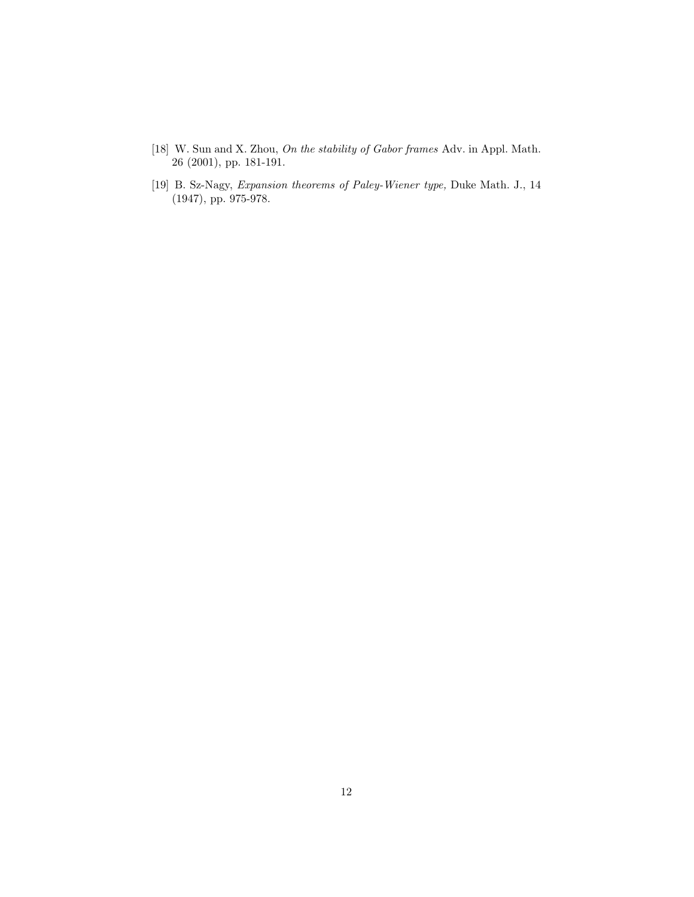[18] W. Sun and X. Zhou, *On the stability of Gabor frames* Adv. in Appl. Math. 26 (2001), pp. 181-191.

[19] B. Sz-Nagy, *Expansion theorems of Paley-Wiener type,* Duke Math. J., 14 (1947), pp. 975-978.